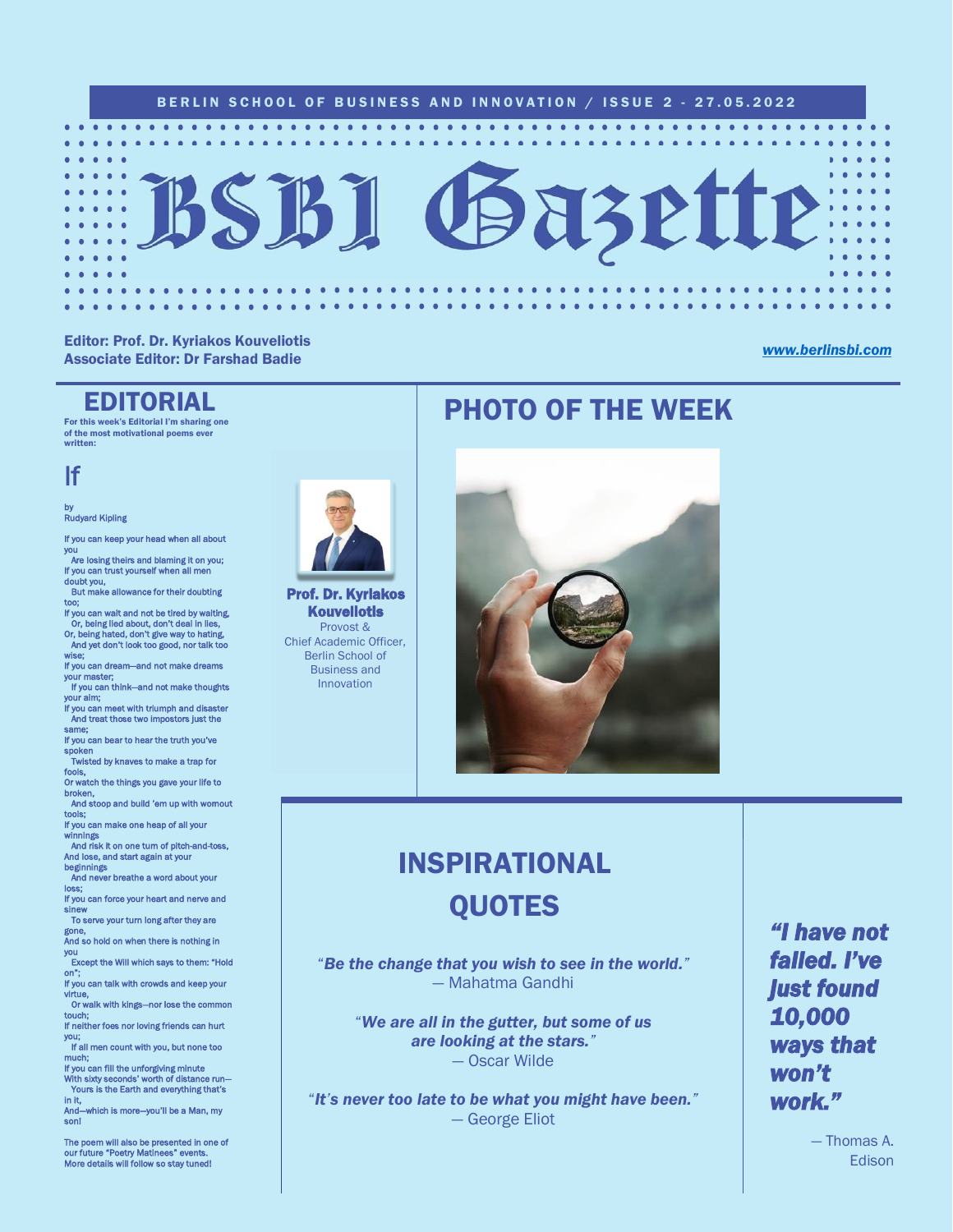BERLIN SCHOOL OF BUSINESS AND INNOVATION / ISSUE 2 - 27.05.2022

# BSBI Gazette

**Editor: Prof. Dr. Kyriakos Kouveliotis**
**Associate Editor: Dr Farshad Badie**

*www.berlinsbi.com*

## EDITORIAL

**For this week's Editorial I'm sharing one of the most motivational poems ever written:**

### If

by
Rudyard Kipling

If you can keep your head when all about you
Are losing theirs and blaming it on you;
If you can trust yourself when all men doubt you,
But make allowance for their doubting too;
If you can wait and not be tired by waiting,
Or, being lied about, don't deal in lies,
Or, being hated, don't give way to hating,
And yet don't look too good, nor talk too wise;
If you can dream—and not make dreams your master;
If you can think—and not make thoughts your aim;
If you can meet with triumph and disaster
And treat those two impostors just the same;
If you can bear to hear the truth you've spoken
Twisted by knaves to make a trap for fools,
Or watch the things you gave your life to broken,
And stoop and build 'em up with wornout tools;
If you can make one heap of all your winnings
And risk it on one turn of pitch-and-toss,
And lose, and start again at your beginnings
And never breathe a word about your loss;
If you can force your heart and nerve and sinew
To serve your turn long after they are gone,
And so hold on when there is nothing in you
Except the Will which says to them: "Hold on";
If you can talk with crowds and keep your virtue,
Or walk with kings—nor lose the common touch;
If neither foes nor loving friends can hurt you;
If all men count with you, but none too much;
If you can fill the unforgiving minute
With sixty seconds' worth of distance run—
Yours is the Earth and everything that's in it,
And—which is more—you'll be a Man, my son!

The poem will also be presented in one of our future "Poetry Matinees" events. More details will follow so stay tuned!

**Prof. Dr. Kyriakos Kouveliotis**
Provost &
Chief Academic Officer,
Berlin School of Business and Innovation

## PHOTO OF THE WEEK

## INSPIRATIONAL QUOTES

"*Be the change that you wish to see in the world.*"
— Mahatma Gandhi

"*We are all in the gutter, but some of us are looking at the stars.*"
— Oscar Wilde

"*It's never too late to be what you might have been.*"
— George Eliot

***"I have not failed. I've just found 10,000 ways that won't work."***

— Thomas A. Edison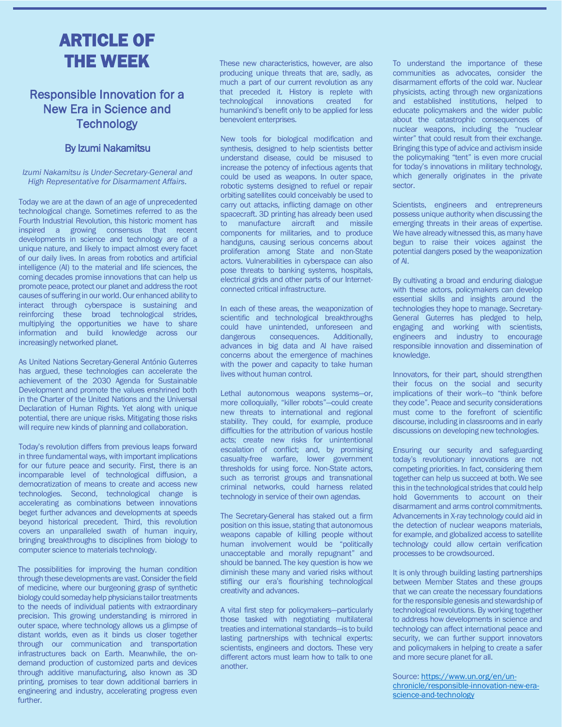# ARTICLE OF THE WEEK

## Responsible Innovation for a New Era in Science and Technology

### By Izumi Nakamitsu

*Izumi Nakamitsu is Under-Secretary-General and High Representative for Disarmament Affairs.*

Today we are at the dawn of an age of unprecedented technological change. Sometimes referred to as the Fourth Industrial Revolution, this historic moment has inspired a growing consensus that recent developments in science and technology are of a unique nature, and likely to impact almost every facet of our daily lives. In areas from robotics and artificial intelligence (AI) to the material and life sciences, the coming decades promise innovations that can help us promote peace, protect our planet and address the root causes of suffering in our world. Our enhanced ability to interact through cyberspace is sustaining and reinforcing these broad technological strides, multiplying the opportunities we have to share information and build knowledge across our increasingly networked planet.

As United Nations Secretary-General António Guterres has argued, these technologies can accelerate the achievement of the 2030 Agenda for Sustainable Development and promote the values enshrined both in the Charter of the United Nations and the Universal Declaration of Human Rights. Yet along with unique potential, there are unique risks. Mitigating those risks will require new kinds of planning and collaboration.

Today's revolution differs from previous leaps forward in three fundamental ways, with important implications for our future peace and security. First, there is an incomparable level of technological diffusion, a democratization of means to create and access new technologies. Second, technological change is accelerating as combinations between innovations beget further advances and developments at speeds beyond historical precedent. Third, this revolution covers an unparalleled swath of human inquiry, bringing breakthroughs to disciplines from biology to computer science to materials technology.

The possibilities for improving the human condition through these developments are vast. Consider the field of medicine, where our burgeoning grasp of synthetic biology could someday help physicians tailor treatments to the needs of individual patients with extraordinary precision. This growing understanding is mirrored in outer space, where technology allows us a glimpse of distant worlds, even as it binds us closer together through our communication and transportation infrastructures back on Earth. Meanwhile, the on-demand production of customized parts and devices through additive manufacturing, also known as 3D printing, promises to tear down additional barriers in engineering and industry, accelerating progress even further.

These new characteristics, however, are also producing unique threats that are, sadly, as much a part of our current revolution as any that preceded it. History is replete with technological innovations created for humankind's benefit only to be applied for less benevolent enterprises.

New tools for biological modification and synthesis, designed to help scientists better understand disease, could be misused to increase the potency of infectious agents that could be used as weapons. In outer space, robotic systems designed to refuel or repair orbiting satellites could conceivably be used to carry out attacks, inflicting damage on other spacecraft. 3D printing has already been used to manufacture aircraft and missile components for militaries, and to produce handguns, causing serious concerns about proliferation among State and non-State actors. Vulnerabilities in cyberspace can also pose threats to banking systems, hospitals, electrical grids and other parts of our Internet-connected critical infrastructure.

In each of these areas, the weaponization of scientific and technological breakthroughs could have unintended, unforeseen and dangerous consequences. Additionally, advances in big data and AI have raised concerns about the emergence of machines with the power and capacity to take human lives without human control.

Lethal autonomous weapons systems—or, more colloquially, "killer robots"—could create new threats to international and regional stability. They could, for example, produce difficulties for the attribution of various hostile acts; create new risks for unintentional escalation of conflict; and, by promising casualty-free warfare, lower government thresholds for using force. Non-State actors, such as terrorist groups and transnational criminal networks, could harness related technology in service of their own agendas.

The Secretary-General has staked out a firm position on this issue, stating that autonomous weapons capable of killing people without human involvement would be "politically unacceptable and morally repugnant" and should be banned. The key question is how we diminish these many and varied risks without stifling our era's flourishing technological creativity and advances.

A vital first step for policymakers—particularly those tasked with negotiating multilateral treaties and international standards—is to build lasting partnerships with technical experts: scientists, engineers and doctors. These very different actors must learn how to talk to one another.

To understand the importance of these communities as advocates, consider the disarmament efforts of the cold war. Nuclear physicists, acting through new organizations and established institutions, helped to educate policymakers and the wider public about the catastrophic consequences of nuclear weapons, including the "nuclear winter" that could result from their exchange. Bringing this type of advice and activism inside the policymaking "tent" is even more crucial for today's innovations in military technology, which generally originates in the private sector.

Scientists, engineers and entrepreneurs possess unique authority when discussing the emerging threats in their areas of expertise. We have already witnessed this, as many have begun to raise their voices against the potential dangers posed by the weaponization of AI.

By cultivating a broad and enduring dialogue with these actors, policymakers can develop essential skills and insights around the technologies they hope to manage. Secretary-General Guterres has pledged to help, engaging and working with scientists, engineers and industry to encourage responsible innovation and dissemination of knowledge.

Innovators, for their part, should strengthen their focus on the social and security implications of their work—to "think before they code". Peace and security considerations must come to the forefront of scientific discourse, including in classrooms and in early discussions on developing new technologies.

Ensuring our security and safeguarding today's revolutionary innovations are not competing priorities. In fact, considering them together can help us succeed at both. We see this in the technological strides that could help hold Governments to account on their disarmament and arms control commitments. Advancements in X-ray technology could aid in the detection of nuclear weapons materials, for example, and globalized access to satellite technology could allow certain verification processes to be crowdsourced.

It is only through building lasting partnerships between Member States and these groups that we can create the necessary foundations for the responsible genesis and stewardship of technological revolutions. By working together to address how developments in science and technology can affect international peace and security, we can further support innovators and policymakers in helping to create a safer and more secure planet for all.

Source: https://www.un.org/en/un-chronicle/responsible-innovation-new-era-science-and-technology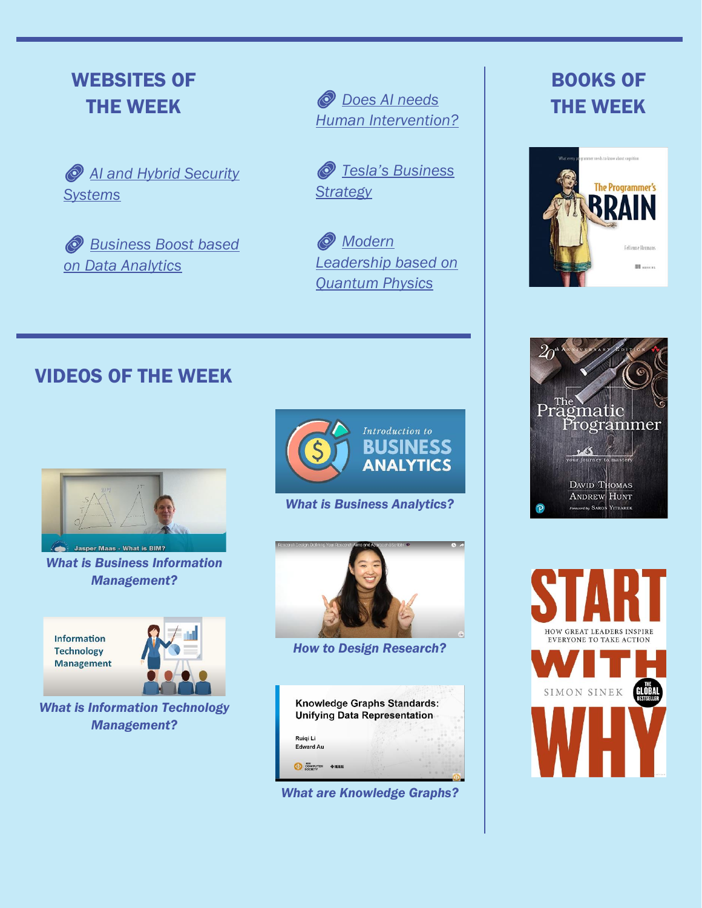## WEBSITES OF THE WEEK

- AI and Hybrid Security Systems
- Business Boost based on Data Analytics
- Does AI needs Human Intervention?
- Tesla's Business Strategy
- Modern Leadership based on Quantum Physics

## VIDEOS OF THE WEEK

*What is Business Information Management?*

*What is Information Technology Management?*

*What is Business Analytics?*

*How to Design Research?*

*What are Knowledge Graphs?*

## BOOKS OF THE WEEK

- The Programmer's Brain
- The Pragmatic Programmer
- Start With Why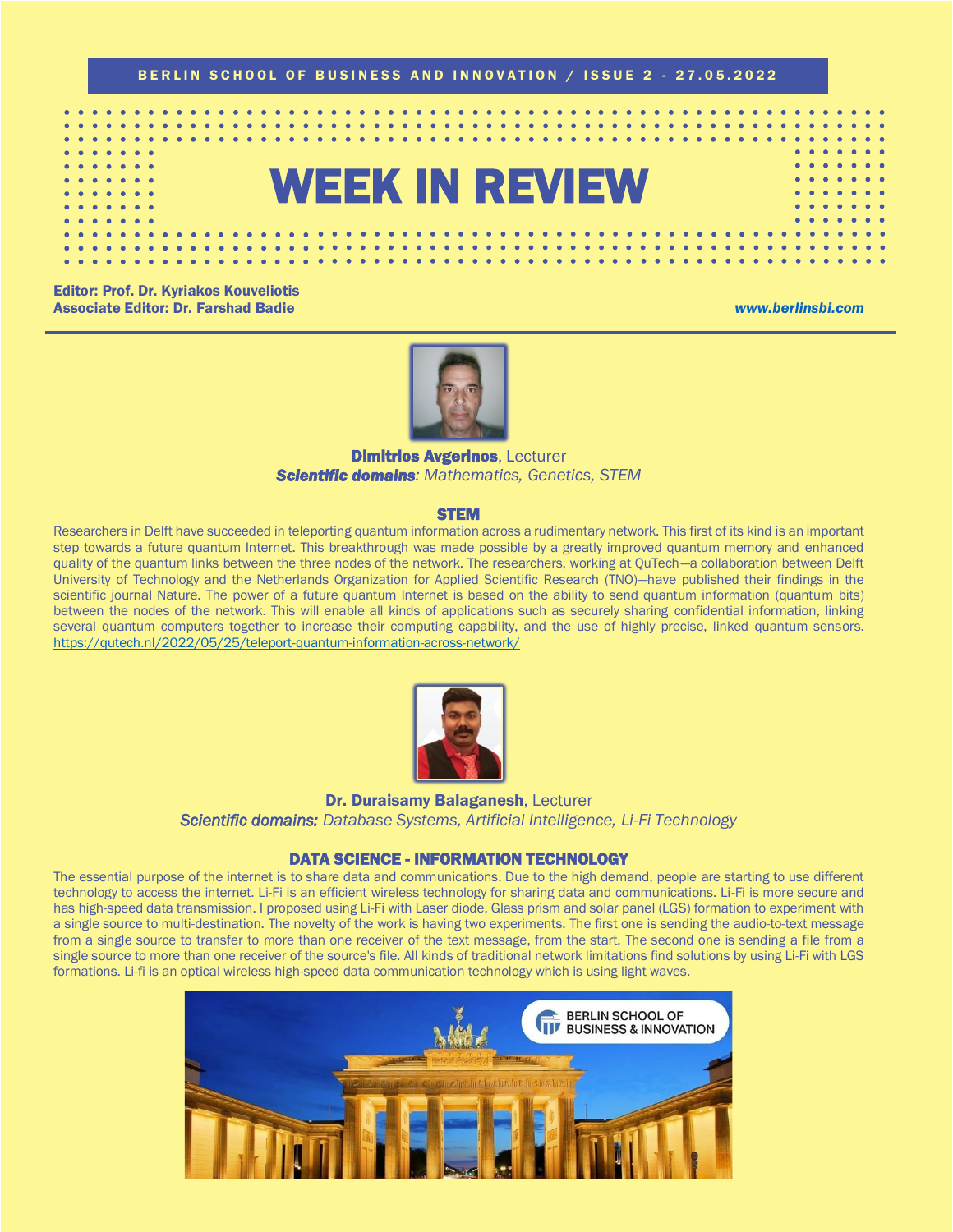BERLIN SCHOOL OF BUSINESS AND INNOVATION / ISSUE 2 - 27.05.2022

# WEEK IN REVIEW

**Editor: Prof. Dr. Kyriakos Kouveliotis**
**Associate Editor: Dr. Farshad Badie**

*www.berlinsbi.com*

**Dimitrios Avgerinos**, Lecturer
***Scientific domains**: Mathematics, Genetics, STEM*

## STEM

Researchers in Delft have succeeded in teleporting quantum information across a rudimentary network. This first of its kind is an important step towards a future quantum Internet. This breakthrough was made possible by a greatly improved quantum memory and enhanced quality of the quantum links between the three nodes of the network. The researchers, working at QuTech—a collaboration between Delft University of Technology and the Netherlands Organization for Applied Scientific Research (TNO)—have published their findings in the scientific journal Nature. The power of a future quantum Internet is based on the ability to send quantum information (quantum bits) between the nodes of the network. This will enable all kinds of applications such as securely sharing confidential information, linking several quantum computers together to increase their computing capability, and the use of highly precise, linked quantum sensors. https://qutech.nl/2022/05/25/teleport-quantum-information-across-network/

**Dr. Duraisamy Balaganesh**, Lecturer
***Scientific domains:** Database Systems, Artificial Intelligence, Li-Fi Technology*

## DATA SCIENCE - INFORMATION TECHNOLOGY

The essential purpose of the internet is to share data and communications. Due to the high demand, people are starting to use different technology to access the internet. Li-Fi is an efficient wireless technology for sharing data and communications. Li-Fi is more secure and has high-speed data transmission. I proposed using Li-Fi with Laser diode, Glass prism and solar panel (LGS) formation to experiment with a single source to multi-destination. The novelty of the work is having two experiments. The first one is sending the audio-to-text message from a single source to transfer to more than one receiver of the text message, from the start. The second one is sending a file from a single source to more than one receiver of the source's file. All kinds of traditional network limitations find solutions by using Li-Fi with LGS formations. Li-fi is an optical wireless high-speed data communication technology which is using light waves.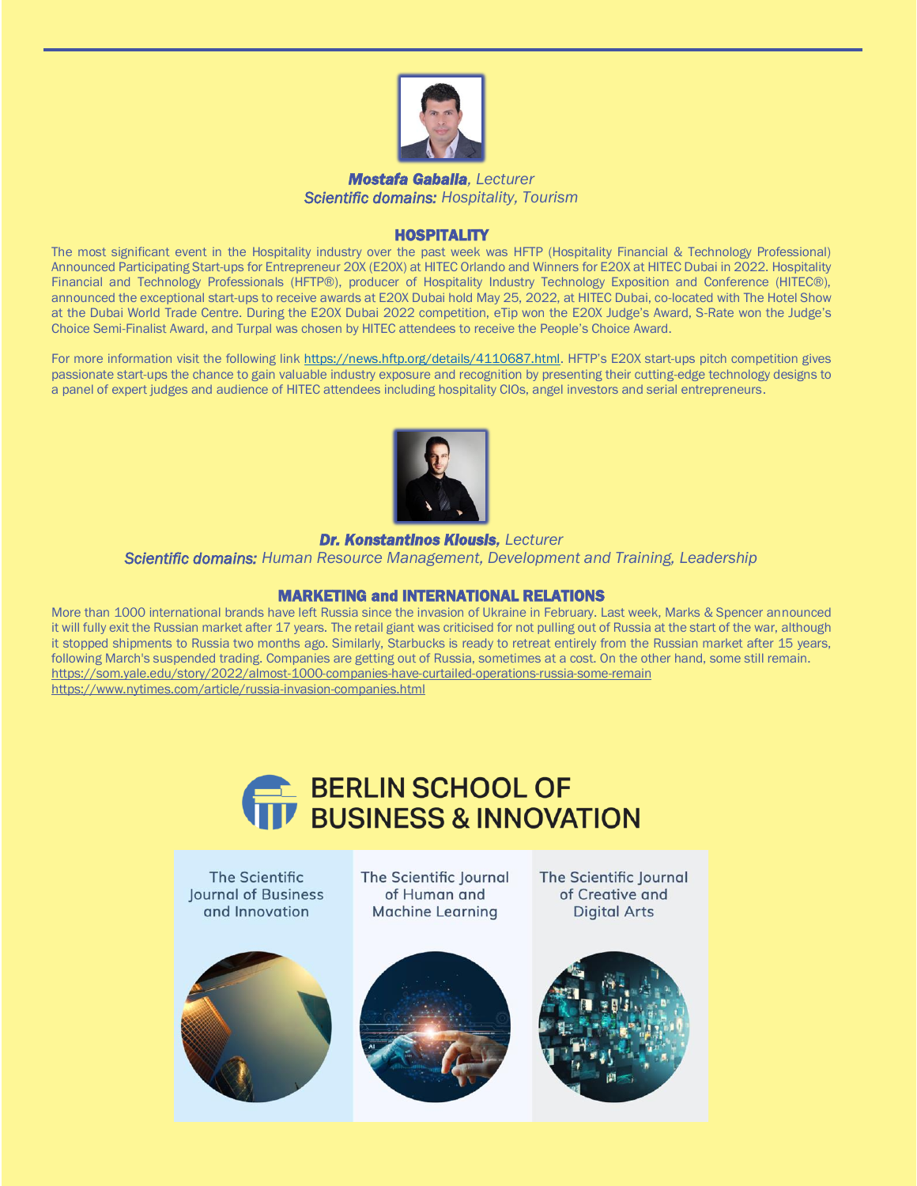***Mostafa Gaballa**, Lecturer*
***Scientific domains:** Hospitality, Tourism*

## HOSPITALITY

The most significant event in the Hospitality industry over the past week was HFTP (Hospitality Financial & Technology Professional) Announced Participating Start-ups for Entrepreneur 20X (E20X) at HITEC Orlando and Winners for E20X at HITEC Dubai in 2022. Hospitality Financial and Technology Professionals (HFTP®), producer of Hospitality Industry Technology Exposition and Conference (HITEC®), announced the exceptional start-ups to receive awards at E20X Dubai hold May 25, 2022, at HITEC Dubai, co-located with The Hotel Show at the Dubai World Trade Centre. During the E20X Dubai 2022 competition, eTip won the E20X Judge's Award, S-Rate won the Judge's Choice Semi-Finalist Award, and Turpal was chosen by HITEC attendees to receive the People's Choice Award.

For more information visit the following link https://news.hftp.org/details/4110687.html. HFTP's E20X start-ups pitch competition gives passionate start-ups the chance to gain valuable industry exposure and recognition by presenting their cutting-edge technology designs to a panel of expert judges and audience of HITEC attendees including hospitality CIOs, angel investors and serial entrepreneurs.

***Dr. Konstantinos Kiousis,** Lecturer*
***Scientific domains:** Human Resource Management, Development and Training, Leadership*

## MARKETING and INTERNATIONAL RELATIONS

More than 1000 international brands have left Russia since the invasion of Ukraine in February. Last week, Marks & Spencer announced it will fully exit the Russian market after 17 years. The retail giant was criticised for not pulling out of Russia at the start of the war, although it stopped shipments to Russia two months ago. Similarly, Starbucks is ready to retreat entirely from the Russian market after 15 years, following March's suspended trading. Companies are getting out of Russia, sometimes at a cost. On the other hand, some still remain.
https://som.yale.edu/story/2022/almost-1000-companies-have-curtailed-operations-russia-some-remain
https://www.nytimes.com/article/russia-invasion-companies.html

BERLIN SCHOOL OF BUSINESS & INNOVATION

The Scientific Journal of Business and Innovation

The Scientific Journal of Human and Machine Learning

The Scientific Journal of Creative and Digital Arts